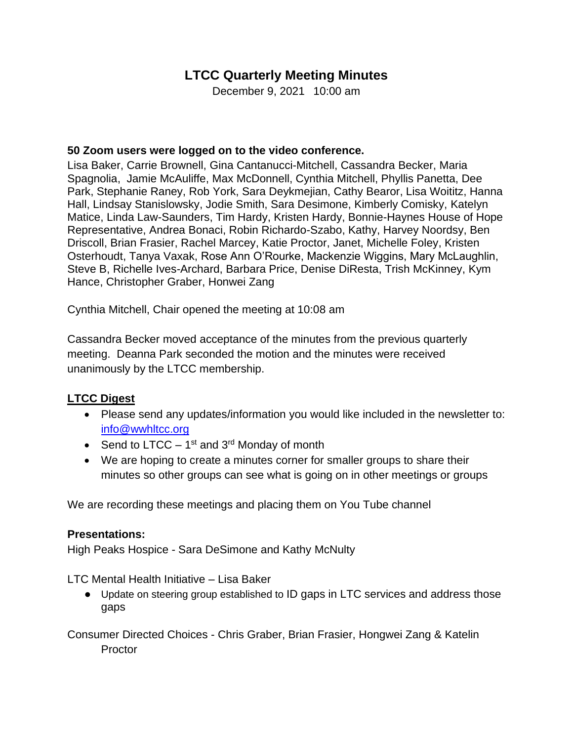# LTCC Quarterly Meeting Minutes

December 9, 2021 10:00 am

**50 Zoom users were logged on to the video conference.**

Lisa Baker, Carrie Brownell, Gina Cantanucci-Mitchell, Cassandra Becker, Maria Spagnolia, Jamie McAuliffe, Max McDonnell, Cynthia Mitchell, Phyllis Panetta, Dee Park, Stephanie Raney, Rob York, Sara Deykmejian, Cathy Bearor, Lisa Woititz, Hanna Hall, Lindsay Stanislowsky, Jodie Smith, Sara Desimone, Kimberly Comisky, Katelyn Matice, Linda Law-Saunders, Tim Hardy, Kristen Hardy, Bonnie-Haynes House of Hope Representative, Andrea Bonaci, Robin Richardo-Szabo, Kathy, Harvey Noordsy, Ben Driscoll, Brian Frasier, Rachel Marcey, Katie Proctor, Janet, Michelle Foley, Kristen Osterhoudt, Tanya Vaxak, Rose Ann O'Rourke, Mackenzie Wiggins, Mary McLaughlin, Steve B, Richelle Ives-Archard, Barbara Price, Denise DiResta, Trish McKinney, Kym Hance, Christopher Graber, Honwei Zang

Cynthia Mitchell, Chair opened the meeting at 10:08 am

Cassandra Becker moved acceptance of the minutes from the previous quarterly meeting. Deanna Park seconded the motion and the minutes were received unanimously by the LTCC membership.

## LTCC Digest

- Please send any updates/information you would like included in the newsletter to: info@wwhltcc.org
- Send to LTCC – 1st and 3rd Monday of month
- We are hoping to create a minutes corner for smaller groups to share their minutes so other groups can see what is going on in other meetings or groups

We are recording these meetings and placing them on You Tube channel

**Presentations:**

High Peaks Hospice - Sara DeSimone and Kathy McNulty

LTC Mental Health Initiative – Lisa Baker

- Update on steering group established to ID gaps in LTC services and address those gaps

Consumer Directed Choices - Chris Graber, Brian Frasier, Hongwei Zang & Katelin Proctor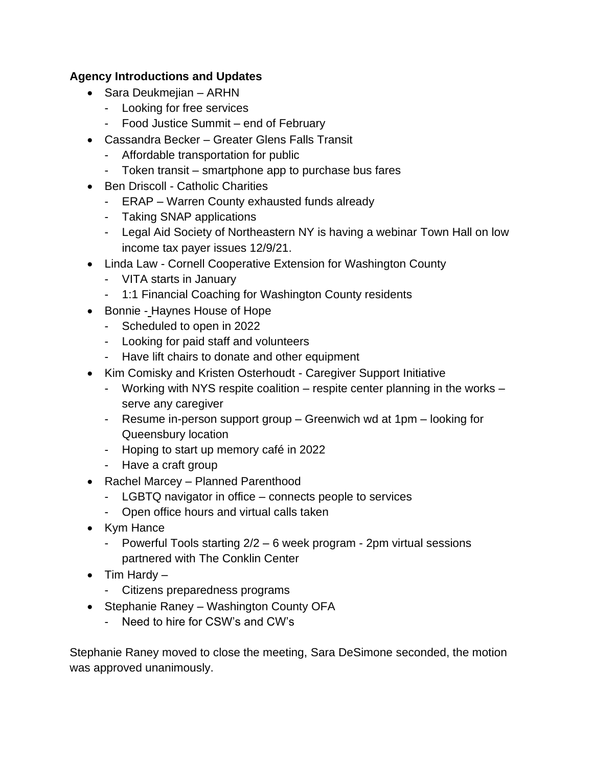**Agency Introductions and Updates**

- Sara Deukmejian – ARHN
  - Looking for free services
  - Food Justice Summit – end of February
- Cassandra Becker – Greater Glens Falls Transit
  - Affordable transportation for public
  - Token transit – smartphone app to purchase bus fares
- Ben Driscoll - Catholic Charities
  - ERAP – Warren County exhausted funds already
  - Taking SNAP applications
  - Legal Aid Society of Northeastern NY is having a webinar Town Hall on low income tax payer issues 12/9/21.
- Linda Law - Cornell Cooperative Extension for Washington County
  - VITA starts in January
  - 1:1 Financial Coaching for Washington County residents
- Bonnie - Haynes House of Hope
  - Scheduled to open in 2022
  - Looking for paid staff and volunteers
  - Have lift chairs to donate and other equipment
- Kim Comisky and Kristen Osterhoudt - Caregiver Support Initiative
  - Working with NYS respite coalition – respite center planning in the works – serve any caregiver
  - Resume in-person support group – Greenwich wd at 1pm – looking for Queensbury location
  - Hoping to start up memory café in 2022
  - Have a craft group
- Rachel Marcey – Planned Parenthood
  - LGBTQ navigator in office – connects people to services
  - Open office hours and virtual calls taken
- Kym Hance
  - Powerful Tools starting 2/2 – 6 week program - 2pm virtual sessions partnered with The Conklin Center
- Tim Hardy –
  - Citizens preparedness programs
- Stephanie Raney – Washington County OFA
  - Need to hire for CSW's and CW's

Stephanie Raney moved to close the meeting, Sara DeSimone seconded, the motion was approved unanimously.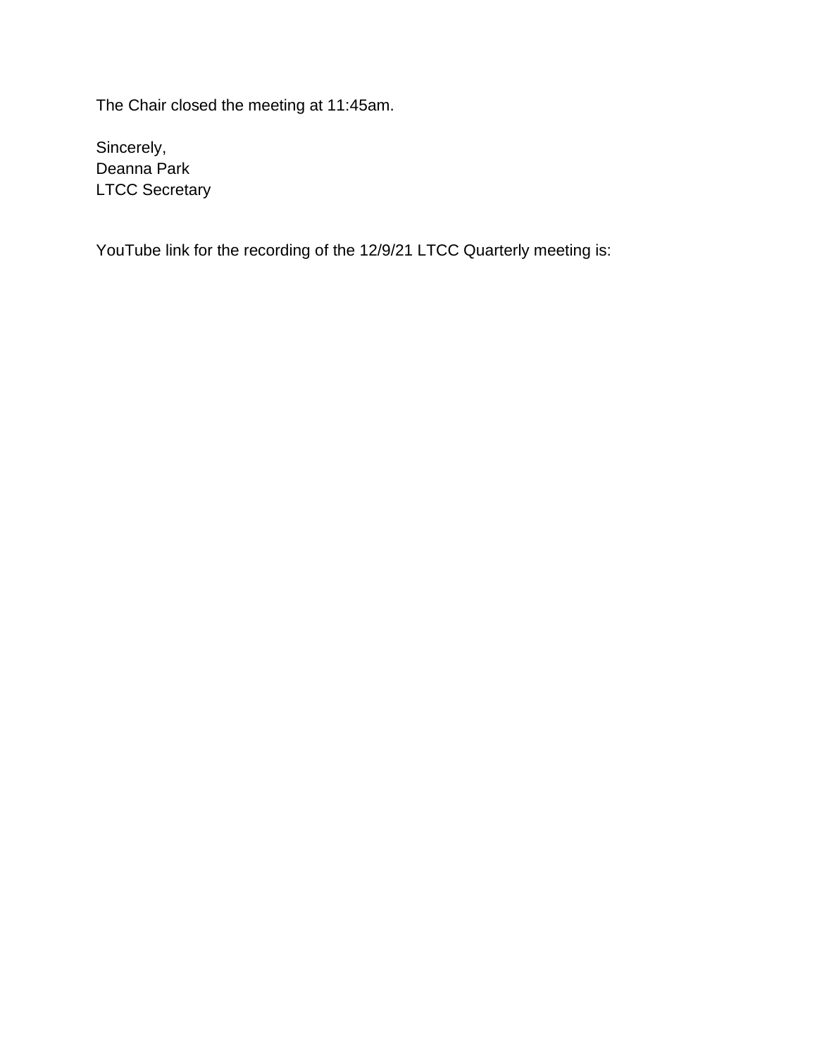The Chair closed the meeting at 11:45am.

Sincerely,
Deanna Park
LTCC Secretary

YouTube link for the recording of the 12/9/21 LTCC Quarterly meeting is: